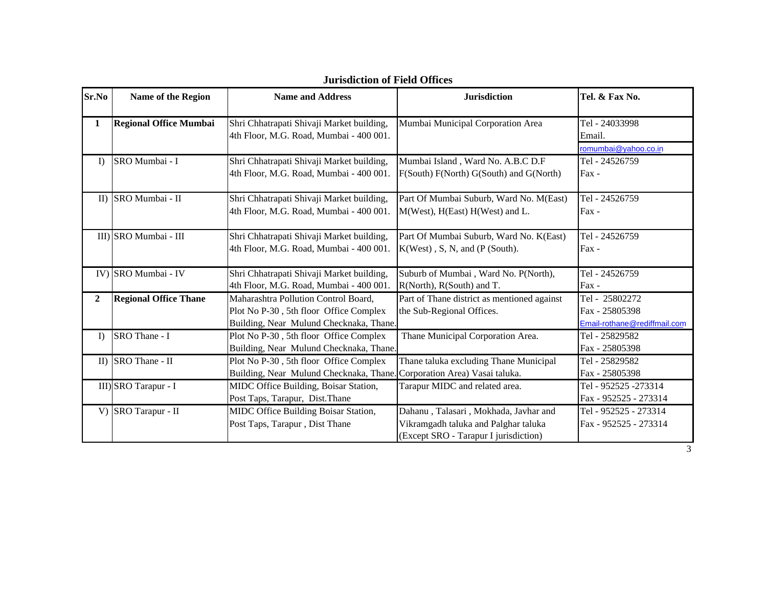## Jurisdiction of Field Offices

| Sr.No | Name of the Region | Name and Address | Jurisdiction | Tel. & Fax No. |
|---|---|---|---|---|
| **1** | **Regional Office Mumbai** | Shri Chhatrapati Shivaji Market building, 4th Floor, M.G. Road, Mumbai - 400 001. | Mumbai Municipal Corporation Area | Tel - 24033998 Email. romumbai@yahoo.co.in |
| I) | SRO Mumbai - I | Shri Chhatrapati Shivaji Market building, 4th Floor, M.G. Road, Mumbai - 400 001. | Mumbai Island , Ward No. A.B.C D.F F(South) F(North) G(South) and G(North) | Tel - 24526759 Fax - |
| II) | SRO Mumbai - II | Shri Chhatrapati Shivaji Market building, 4th Floor, M.G. Road, Mumbai - 400 001. | Part Of Mumbai Suburb, Ward No. M(East) M(West), H(East) H(West) and L. | Tel - 24526759 Fax - |
| III) | SRO Mumbai - III | Shri Chhatrapati Shivaji Market building, 4th Floor, M.G. Road, Mumbai - 400 001. | Part Of Mumbai Suburb, Ward No. K(East) K(West) , S, N, and (P (South). | Tel - 24526759 Fax - |
| IV) | SRO Mumbai - IV | Shri Chhatrapati Shivaji Market building, 4th Floor, M.G. Road, Mumbai - 400 001. | Suburb of Mumbai , Ward No. P(North), R(North), R(South) and T. | Tel - 24526759 Fax - |
| **2** | **Regional Office Thane** | Maharashtra Pollution Control Board, Plot No P-30 , 5th floor Office Complex Building, Near Mulund Checknaka, Thane. | Part of Thane district as mentioned against the Sub-Regional Offices. | Tel - 25802272 Fax - 25805398 Email-rothane@rediffmail.com |
| I) | SRO Thane - I | Plot No P-30 , 5th floor Office Complex Building, Near Mulund Checknaka, Thane. | Thane Municipal Corporation Area. | Tel - 25829582 Fax - 25805398 |
| II) | SRO Thane - II | Plot No P-30 , 5th floor Office Complex Building, Near Mulund Checknaka, Thane. | Thane taluka excluding Thane Municipal Corporation Area) Vasai taluka. | Tel - 25829582 Fax - 25805398 |
| III) | SRO Tarapur - I | MIDC Office Building, Boisar Station, Post Taps, Tarapur, Dist.Thane | Tarapur MIDC and related area. | Tel - 952525 -273314 Fax - 952525 - 273314 |
| V) | SRO Tarapur - II | MIDC Office Building Boisar Station, Post Taps, Tarapur , Dist Thane | Dahanu , Talasari , Mokhada, Javhar and Vikramgadh taluka and Palghar taluka (Except SRO - Tarapur I jurisdiction) | Tel - 952525 - 273314 Fax - 952525 - 273314 |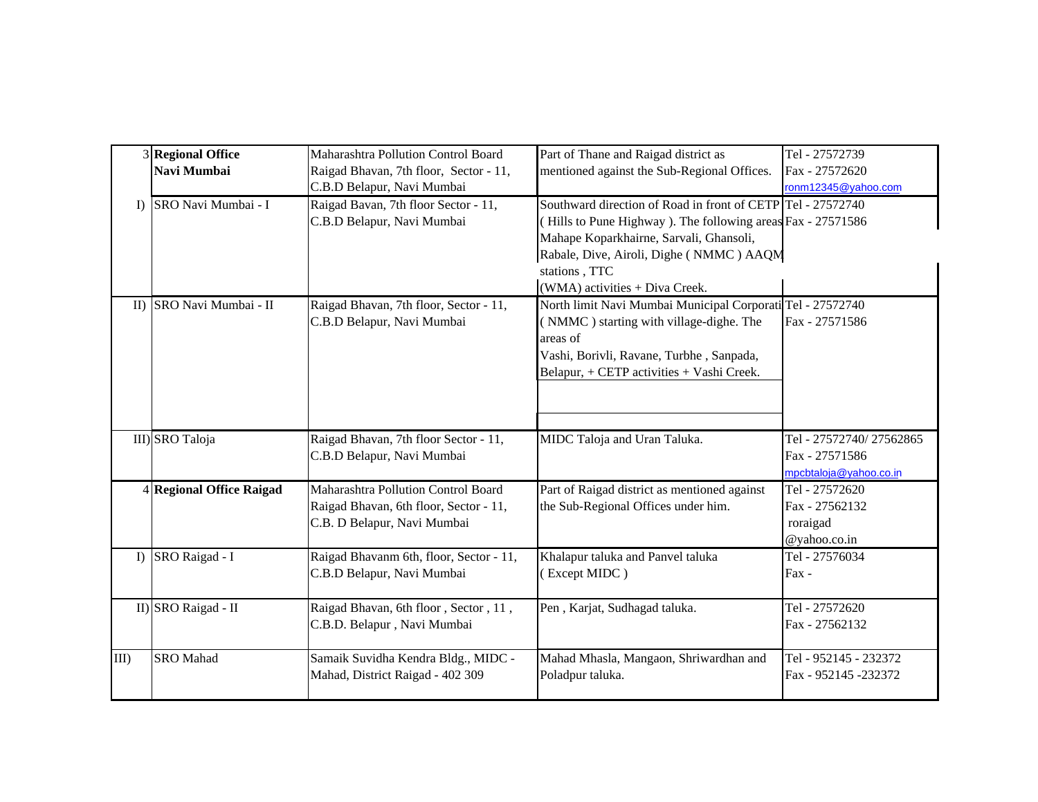| | | | | |
|---|---|---|---|---|
| 3 | **Regional Office Navi Mumbai** | Maharashtra Pollution Control Board Raigad Bhavan, 7th floor, Sector - 11, C.B.D Belapur, Navi Mumbai | Part of Thane and Raigad district as mentioned against the Sub-Regional Offices. | Tel - 27572739<br>Fax - 27572620<br>ronm12345@yahoo.com |
| I) | SRO Navi Mumbai - I | Raigad Bavan, 7th floor Sector - 11, C.B.D Belapur, Navi Mumbai | Southward direction of Road in front of CETP ( Hills to Pune Highway ). The following areas Mahape Koparkhairne, Sarvali, Ghansoli, Rabale, Dive, Airoli, Dighe ( NMMC ) AAQM stations , TTC (WMA) activities + Diva Creek. | Tel - 27572740<br>Fax - 27571586 |
| II) | SRO Navi Mumbai - II | Raigad Bhavan, 7th floor, Sector - 11, C.B.D Belapur, Navi Mumbai | North limit Navi Mumbai Municipal Corporati ( NMMC ) starting with village-dighe. The areas of Vashi, Borivli, Ravane, Turbhe , Sanpada, Belapur, + CETP activities + Vashi Creek. | Tel - 27572740<br>Fax - 27571586 |
| III) | SRO Taloja | Raigad Bhavan, 7th floor Sector - 11, C.B.D Belapur, Navi Mumbai | MIDC Taloja and Uran Taluka. | Tel - 27572740/ 27562865<br>Fax - 27571586<br>mpcbtaloja@yahoo.co.in |
| 4 | **Regional Office Raigad** | Maharashtra Pollution Control Board Raigad Bhavan, 6th floor, Sector - 11, C.B. D Belapur, Navi Mumbai | Part of Raigad district as mentioned against the Sub-Regional Offices under him. | Tel - 27572620<br>Fax - 27562132<br>roraigad @yahoo.co.in |
| I) | SRO Raigad - I | Raigad Bhavanm 6th, floor, Sector - 11, C.B.D Belapur, Navi Mumbai | Khalapur taluka and Panvel taluka ( Except MIDC ) | Tel - 27576034<br>Fax - |
| II) | SRO Raigad - II | Raigad Bhavan, 6th floor , Sector , 11 , C.B.D. Belapur , Navi Mumbai | Pen , Karjat, Sudhagad taluka. | Tel - 27572620<br>Fax - 27562132 |
| III) | SRO Mahad | Samaik Suvidha Kendra Bldg., MIDC - Mahad, District Raigad - 402 309 | Mahad Mhasla, Mangaon, Shriwardhan and Poladpur taluka. | Tel - 952145 - 232372<br>Fax - 952145 -232372 |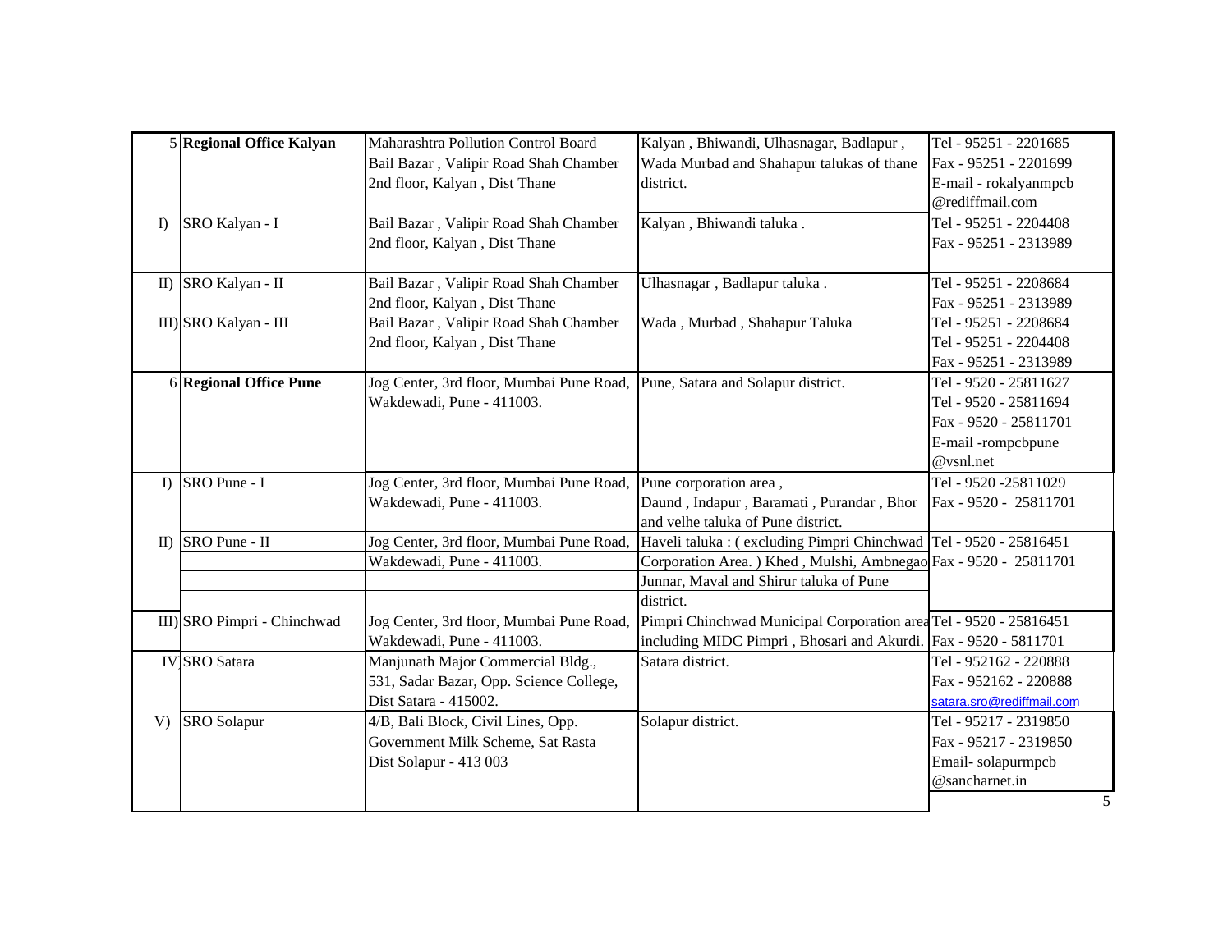| | | | | |
|---|---|---|---|---|
| 5 | **Regional Office Kalyan** | Maharashtra Pollution Control Board Bail Bazar , Valipir Road Shah Chamber 2nd floor, Kalyan , Dist Thane | Kalyan , Bhiwandi, Ulhasnagar, Badlapur , Wada Murbad and Shahapur talukas of thane district. | Tel - 95251 - 2201685<br>Fax - 95251 - 2201699<br>E-mail - rokalyanmpcb @rediffmail.com |
| I) | SRO Kalyan - I | Bail Bazar , Valipir Road Shah Chamber 2nd floor, Kalyan , Dist Thane | Kalyan , Bhiwandi taluka . | Tel - 95251 - 2204408<br>Fax - 95251 - 2313989 |
| II) | SRO Kalyan - II | Bail Bazar , Valipir Road Shah Chamber 2nd floor, Kalyan , Dist Thane | Ulhasnagar , Badlapur taluka . | Tel - 95251 - 2208684<br>Fax - 95251 - 2313989 |
| III) | SRO Kalyan - III | Bail Bazar , Valipir Road Shah Chamber 2nd floor, Kalyan , Dist Thane | Wada , Murbad , Shahapur Taluka | Tel - 95251 - 2208684<br>Tel - 95251 - 2204408<br>Fax - 95251 - 2313989 |
| 6 | **Regional Office Pune** | Jog Center, 3rd floor, Mumbai Pune Road, Wakdewadi, Pune - 411003. | Pune, Satara and Solapur district. | Tel - 9520 - 25811627<br>Tel - 9520 - 25811694<br>Fax - 9520 - 25811701<br>E-mail -rompcbpune @vsnl.net |
| I) | SRO Pune - I | Jog Center, 3rd floor, Mumbai Pune Road, Wakdewadi, Pune - 411003. | Pune corporation area , Daund , Indapur , Baramati , Purandar , Bhor and velhe taluka of Pune district. | Tel - 9520 -25811029<br>Fax - 9520 - 25811701 |
| II) | SRO Pune - II | Jog Center, 3rd floor, Mumbai Pune Road, Wakdewadi, Pune - 411003. | Haveli taluka : ( excluding Pimpri Chinchwad Corporation Area. ) Khed , Mulshi, Ambnegao Junnar, Maval and Shirur taluka of Pune district. | Tel - 9520 - 25816451<br>Fax - 9520 - 25811701 |
| III) | SRO Pimpri - Chinchwad | Jog Center, 3rd floor, Mumbai Pune Road, Wakdewadi, Pune - 411003. | Pimpri Chinchwad Municipal Corporation area including MIDC Pimpri , Bhosari and Akurdi. | Tel - 9520 - 25816451<br>Fax - 9520 - 5811701 |
| IV | SRO Satara | Manjunath Major Commercial Bldg., 531, Sadar Bazar, Opp. Science College, Dist Satara - 415002. | Satara district. | Tel - 952162 - 220888<br>Fax - 952162 - 220888<br>satara.sro@rediffmail.com |
| V) | SRO Solapur | 4/B, Bali Block, Civil Lines, Opp. Government Milk Scheme, Sat Rasta Dist Solapur - 413 003 | Solapur district. | Tel - 95217 - 2319850<br>Fax - 95217 - 2319850<br>Email- solapurmpcb @sancharnet.in |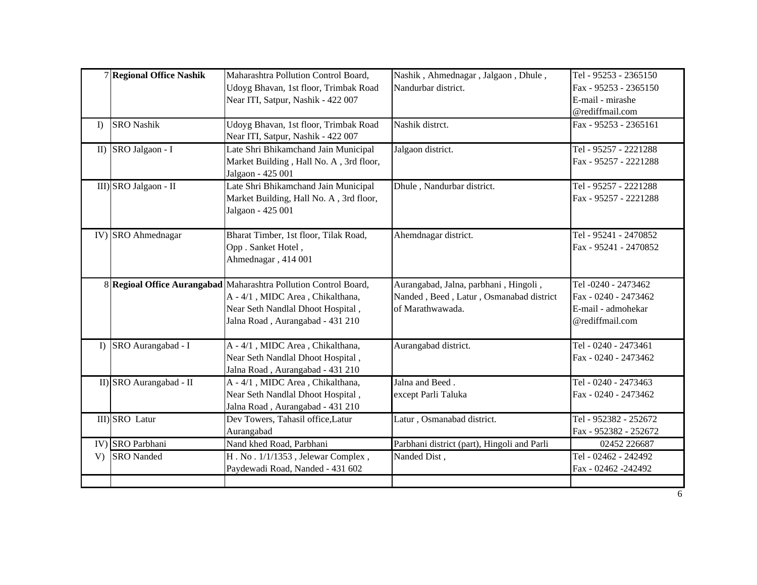| 7 | **Regional Office Nashik** | Maharashtra Pollution Control Board, Udoyg Bhavan, 1st floor, Trimbak Road Near ITI, Satpur, Nashik - 422 007 | Nashik , Ahmednagar , Jalgaon , Dhule , Nandurbar district. | Tel - 95253 - 2365150 Fax - 95253 - 2365150 E-mail - mirashe @rediffmail.com |
|---|---|---|---|---|
| I) | SRO Nashik | Udoyg Bhavan, 1st floor, Trimbak Road Near ITI, Satpur, Nashik - 422 007 | Nashik distrct. | Fax - 95253 - 2365161 |
| II) | SRO Jalgaon - I | Late Shri Bhikamchand Jain Municipal Market Building , Hall No. A , 3rd floor, Jalgaon - 425 001 | Jalgaon district. | Tel - 95257 - 2221288 Fax - 95257 - 2221288 |
| III) | SRO Jalgaon - II | Late Shri Bhikamchand Jain Municipal Market Building, Hall No. A , 3rd floor, Jalgaon - 425 001 | Dhule , Nandurbar district. | Tel - 95257 - 2221288 Fax - 95257 - 2221288 |
| IV) | SRO Ahmednagar | Bharat Timber, 1st floor, Tilak Road, Opp . Sanket Hotel , Ahmednagar , 414 001 | Ahemdnagar district. | Tel - 95241 - 2470852 Fax - 95241 - 2470852 |
| 8 | **Regioal Office Aurangabad** | Maharashtra Pollution Control Board, A - 4/1 , MIDC Area , Chikalthana, Near Seth Nandlal Dhoot Hospital , Jalna Road , Aurangabad - 431 210 | Aurangabad, Jalna, parbhani , Hingoli , Nanded , Beed , Latur , Osmanabad district of Marathwawada. | Tel -0240 - 2473462 Fax - 0240 - 2473462 E-mail - admohekar @rediffmail.com |
| I) | SRO Aurangabad - I | A - 4/1 , MIDC Area , Chikalthana, Near Seth Nandlal Dhoot Hospital , Jalna Road , Aurangabad - 431 210 | Aurangabad district. | Tel - 0240 - 2473461 Fax - 0240 - 2473462 |
| II) | SRO Aurangabad - II | A - 4/1 , MIDC Area , Chikalthana, Near Seth Nandlal Dhoot Hospital , Jalna Road , Aurangabad - 431 210 | Jalna and Beed . except Parli Taluka | Tel - 0240 - 2473463 Fax - 0240 - 2473462 |
| III) | SRO Latur | Dev Towers, Tahasil office,Latur Aurangabad | Latur , Osmanabad district. | Tel - 952382 - 252672 Fax - 952382 - 252672 |
| IV) | SRO Parbhani | Nand khed Road, Parbhani | Parbhani district (part), Hingoli and Parli | 02452 226687 |
| V) | SRO Nanded | H . No . 1/1/1353 , Jelewar Complex , Paydewadi Road, Nanded - 431 602 | Nanded Dist , | Tel - 02462 - 242492 Fax - 02462 -242492 |
| | | | | |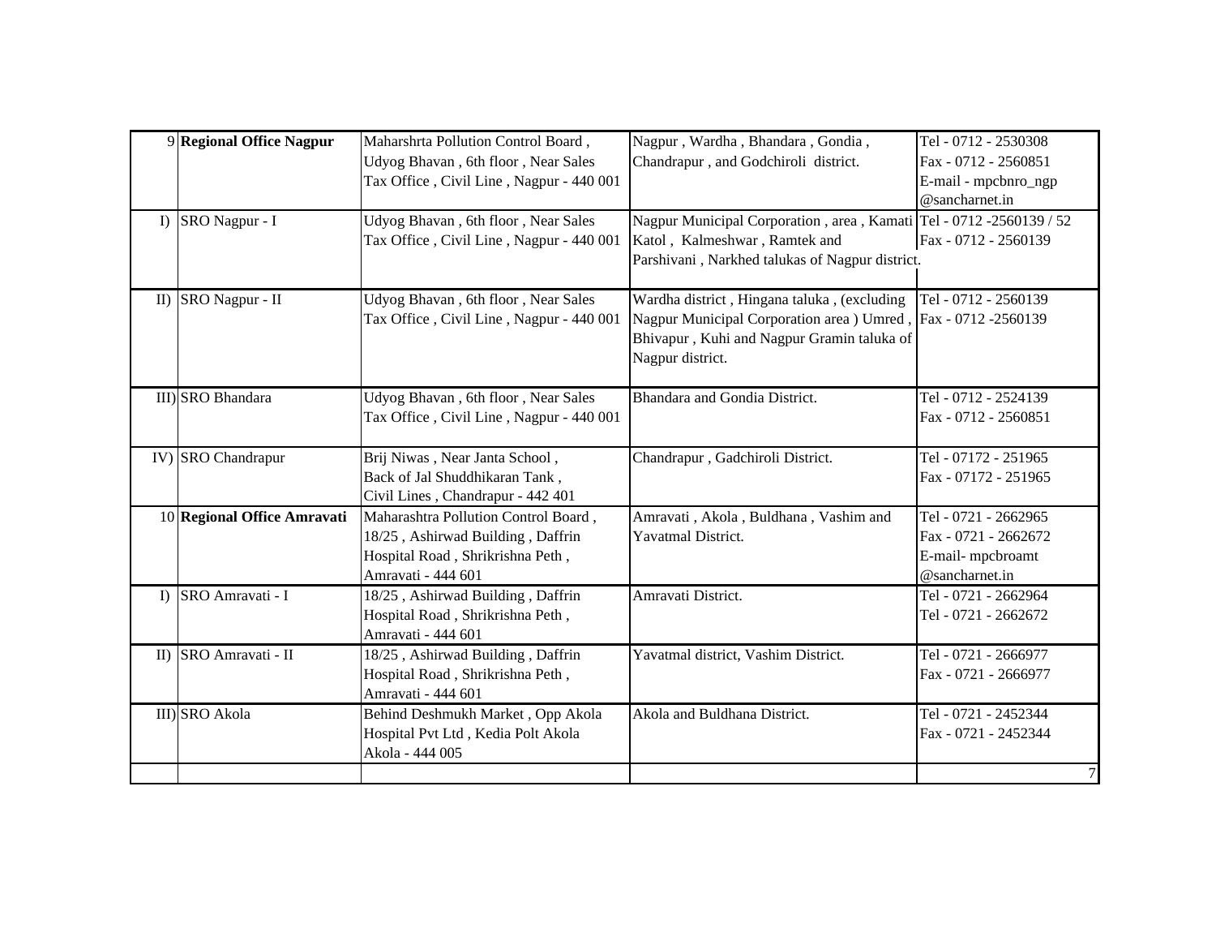| 9 | **Regional Office Nagpur** | Maharshrta Pollution Control Board , Udyog Bhavan , 6th floor , Near Sales Tax Office , Civil Line , Nagpur - 440 001 | Nagpur , Wardha , Bhandara , Gondia , Chandrapur , and Godchiroli district. | Tel - 0712 - 2530308 Fax - 0712 - 2560851 E-mail - mpcbnro_ngp @sancharnet.in |
|---|---|---|---|---|
| I) | SRO Nagpur - I | Udyog Bhavan , 6th floor , Near Sales Tax Office , Civil Line , Nagpur - 440 001 | Nagpur Municipal Corporation , area , Kamati Katol , Kalmeshwar , Ramtek and Parshivani , Narkhed talukas of Nagpur district. | Tel - 0712 -2560139 / 52 Fax - 0712 - 2560139 |
| II) | SRO Nagpur - II | Udyog Bhavan , 6th floor , Near Sales Tax Office , Civil Line , Nagpur - 440 001 | Wardha district , Hingana taluka , (excluding Nagpur Municipal Corporation area ) Umred , Bhivapur , Kuhi and Nagpur Gramin taluka of Nagpur district. | Tel - 0712 - 2560139 Fax - 0712 -2560139 |
| III) | SRO Bhandara | Udyog Bhavan , 6th floor , Near Sales Tax Office , Civil Line , Nagpur - 440 001 | Bhandara and Gondia District. | Tel - 0712 - 2524139 Fax - 0712 - 2560851 |
| IV) | SRO Chandrapur | Brij Niwas , Near Janta School , Back of Jal Shuddhikaran Tank , Civil Lines , Chandrapur - 442 401 | Chandrapur , Gadchiroli District. | Tel - 07172 - 251965 Fax - 07172 - 251965 |
| 10 | **Regional Office Amravati** | Maharashtra Pollution Control Board , 18/25 , Ashirwad Building , Daffrin Hospital Road , Shrikrishna Peth , Amravati - 444 601 | Amravati , Akola , Buldhana , Vashim and Yavatmal District. | Tel - 0721 - 2662965 Fax - 0721 - 2662672 E-mail- mpcbroamt @sancharnet.in |
| I) | SRO Amravati - I | 18/25 , Ashirwad Building , Daffrin Hospital Road , Shrikrishna Peth , Amravati - 444 601 | Amravati District. | Tel - 0721 - 2662964 Tel - 0721 - 2662672 |
| II) | SRO Amravati - II | 18/25 , Ashirwad Building , Daffrin Hospital Road , Shrikrishna Peth , Amravati - 444 601 | Yavatmal district, Vashim District. | Tel - 0721 - 2666977 Fax - 0721 - 2666977 |
| III) | SRO Akola | Behind Deshmukh Market , Opp Akola Hospital Pvt Ltd , Kedia Polt Akola Akola - 444 005 | Akola and Buldhana District. | Tel - 0721 - 2452344 Fax - 0721 - 2452344 |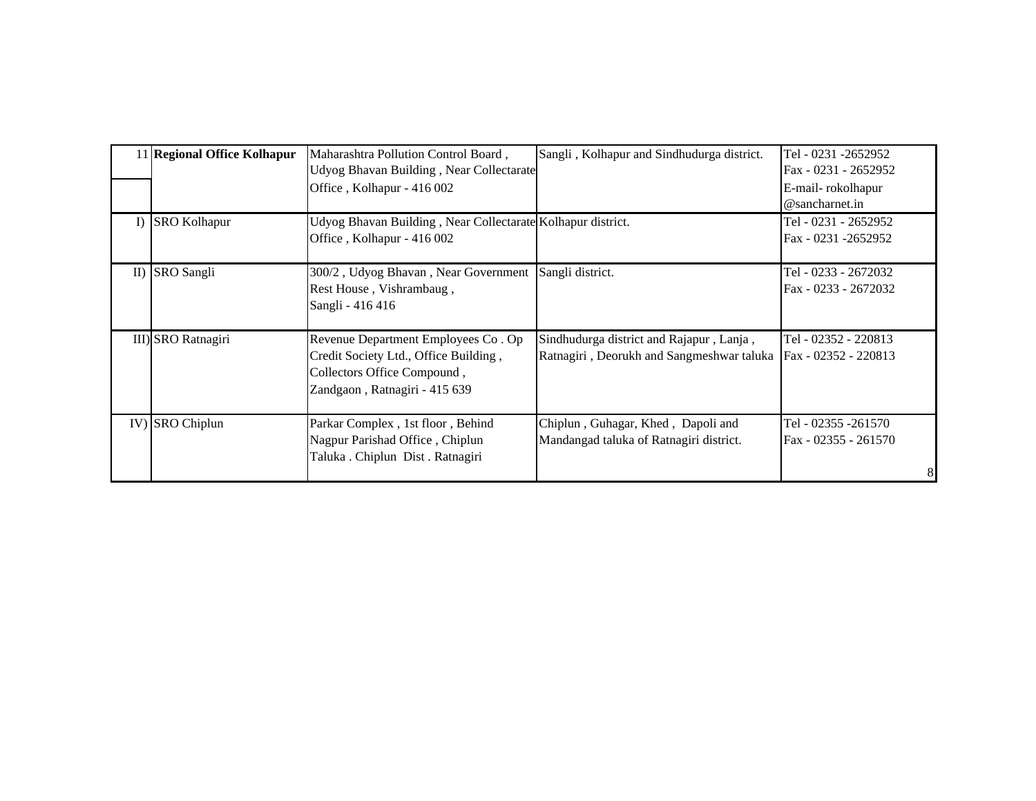| | | | | |
|---|---|---|---|---|
| 11 | **Regional Office Kolhapur** | Maharashtra Pollution Control Board , Udyog Bhavan Building , Near Collectarate Office , Kolhapur - 416 002 | Sangli , Kolhapur and Sindhudurga district. | Tel - 0231 -2652952 Fax - 0231 - 2652952 E-mail- rokolhapur @sancharnet.in |
| I) | SRO Kolhapur | Udyog Bhavan Building , Near Collectarate Office , Kolhapur - 416 002 | Kolhapur district. | Tel - 0231 - 2652952 Fax - 0231 -2652952 |
| II) | SRO Sangli | 300/2 , Udyog Bhavan , Near Government Rest House , Vishrambaug , Sangli - 416 416 | Sangli district. | Tel - 0233 - 2672032 Fax - 0233 - 2672032 |
| III) | SRO Ratnagiri | Revenue Department Employees Co . Op Credit Society Ltd., Office Building , Collectors Office Compound , Zandgaon , Ratnagiri - 415 639 | Sindhudurga district and Rajapur , Lanja , Ratnagiri , Deorukh and Sangmeshwar taluka | Tel - 02352 - 220813 Fax - 02352 - 220813 |
| IV) | SRO Chiplun | Parkar Complex , 1st floor , Behind Nagpur Parishad Office , Chiplun Taluka . Chiplun Dist . Ratnagiri | Chiplun , Guhagar, Khed , Dapoli and Mandangad taluka of Ratnagiri district. | Tel - 02355 -261570 Fax - 02355 - 261570 |